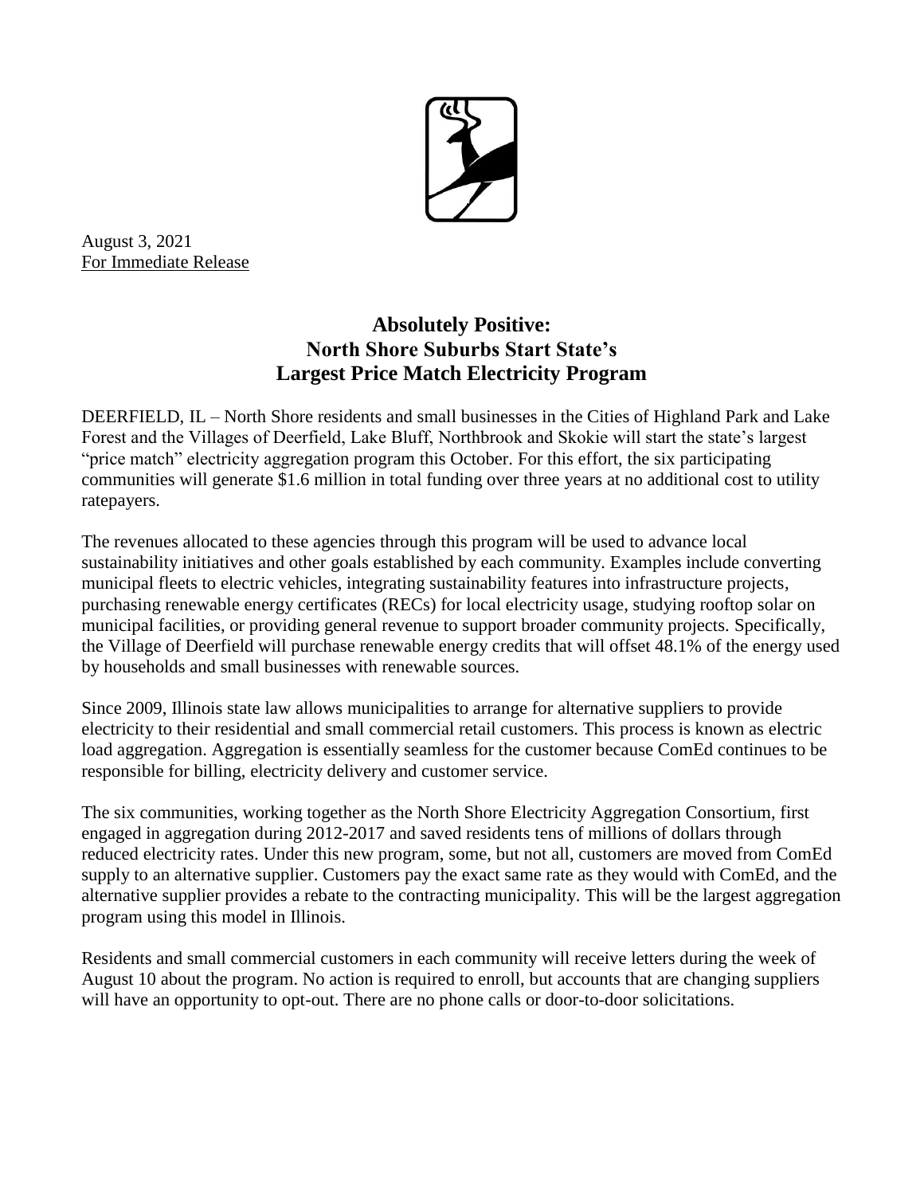August 3, 2021
For Immediate Release

# Absolutely Positive: North Shore Suburbs Start State's Largest Price Match Electricity Program

DEERFIELD, IL – North Shore residents and small businesses in the Cities of Highland Park and Lake Forest and the Villages of Deerfield, Lake Bluff, Northbrook and Skokie will start the state's largest "price match" electricity aggregation program this October. For this effort, the six participating communities will generate $1.6 million in total funding over three years at no additional cost to utility ratepayers.

The revenues allocated to these agencies through this program will be used to advance local sustainability initiatives and other goals established by each community. Examples include converting municipal fleets to electric vehicles, integrating sustainability features into infrastructure projects, purchasing renewable energy certificates (RECs) for local electricity usage, studying rooftop solar on municipal facilities, or providing general revenue to support broader community projects. Specifically, the Village of Deerfield will purchase renewable energy credits that will offset 48.1% of the energy used by households and small businesses with renewable sources.

Since 2009, Illinois state law allows municipalities to arrange for alternative suppliers to provide electricity to their residential and small commercial retail customers. This process is known as electric load aggregation. Aggregation is essentially seamless for the customer because ComEd continues to be responsible for billing, electricity delivery and customer service.

The six communities, working together as the North Shore Electricity Aggregation Consortium, first engaged in aggregation during 2012-2017 and saved residents tens of millions of dollars through reduced electricity rates. Under this new program, some, but not all, customers are moved from ComEd supply to an alternative supplier. Customers pay the exact same rate as they would with ComEd, and the alternative supplier provides a rebate to the contracting municipality. This will be the largest aggregation program using this model in Illinois.

Residents and small commercial customers in each community will receive letters during the week of August 10 about the program. No action is required to enroll, but accounts that are changing suppliers will have an opportunity to opt-out. There are no phone calls or door-to-door solicitations.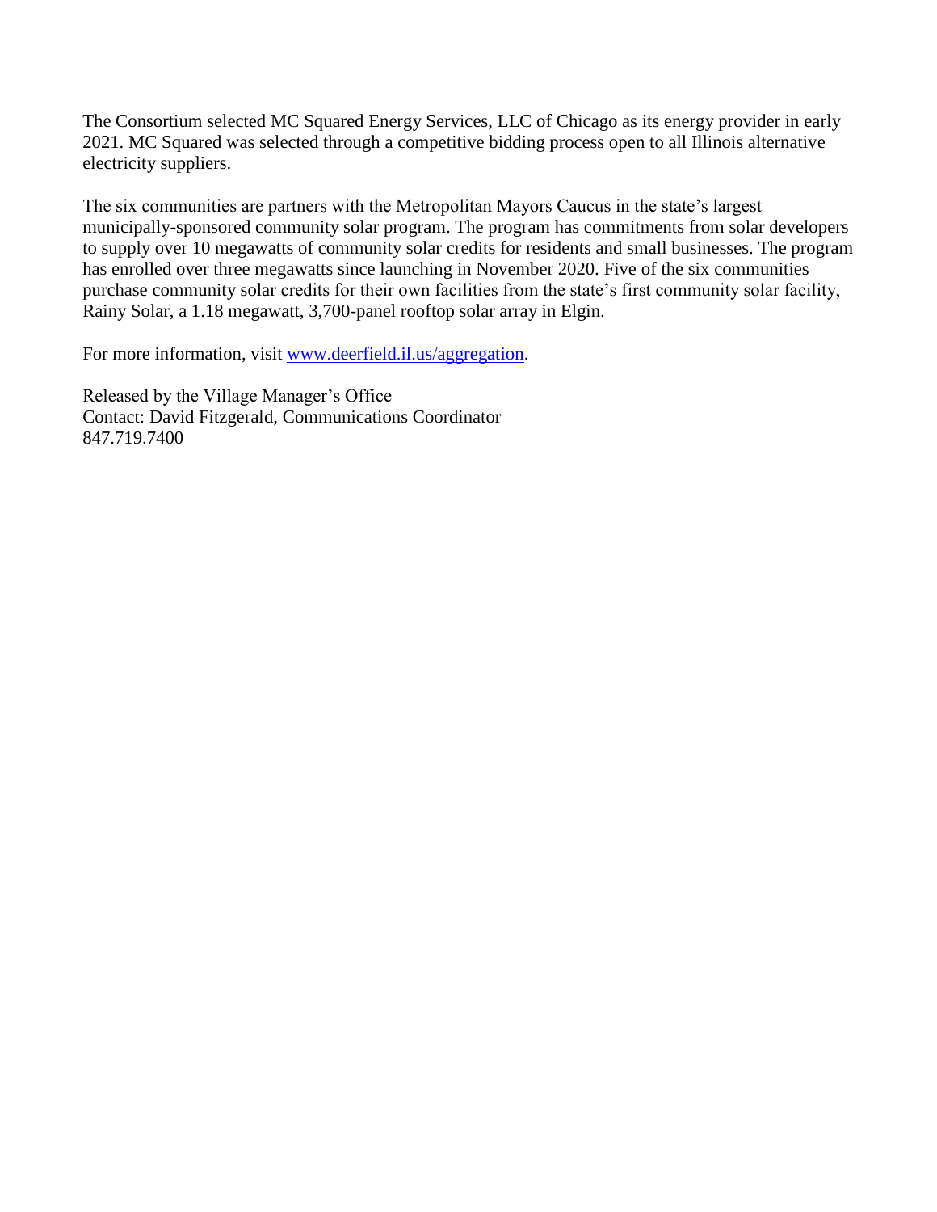The Consortium selected MC Squared Energy Services, LLC of Chicago as its energy provider in early 2021. MC Squared was selected through a competitive bidding process open to all Illinois alternative electricity suppliers.

The six communities are partners with the Metropolitan Mayors Caucus in the state's largest municipally-sponsored community solar program. The program has commitments from solar developers to supply over 10 megawatts of community solar credits for residents and small businesses. The program has enrolled over three megawatts since launching in November 2020. Five of the six communities purchase community solar credits for their own facilities from the state's first community solar facility, Rainy Solar, a 1.18 megawatt, 3,700-panel rooftop solar array in Elgin.

For more information, visit [www.deerfield.il.us/aggregation](http://www.deerfield.il.us/aggregation).

Released by the Village Manager's Office
Contact: David Fitzgerald, Communications Coordinator
847.719.7400